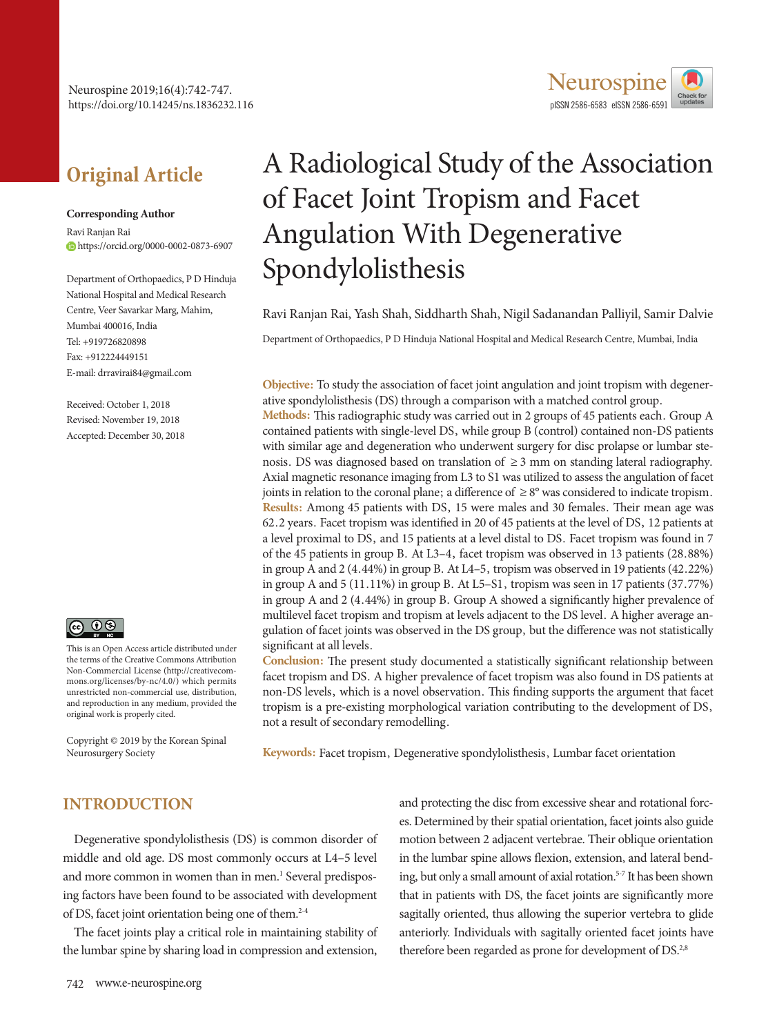Original Article

**Corresponding Author**

Ravi Ranjan Rai
https://orcid.org/0000-0002-0873-6907

Department of Orthopaedics, P D Hinduja National Hospital and Medical Research Centre, Veer Savarkar Marg, Mahim, Mumbai 400016, India
Tel: +919726820898
Fax: +912224449151
E-mail: drravirai84@gmail.com

Received: October 1, 2018
Revised: November 19, 2018
Accepted: December 30, 2018

# A Radiological Study of the Association of Facet Joint Tropism and Facet Angulation With Degenerative Spondylolisthesis

Ravi Ranjan Rai, Yash Shah, Siddharth Shah, Nigil Sadanandan Palliyil, Samir Dalvie

Department of Orthopaedics, P D Hinduja National Hospital and Medical Research Centre, Mumbai, India

**Objective:** To study the association of facet joint angulation and joint tropism with degenerative spondylolisthesis (DS) through a comparison with a matched control group.

**Methods:** This radiographic study was carried out in 2 groups of 45 patients each. Group A contained patients with single-level DS, while group B (control) contained non-DS patients with similar age and degeneration who underwent surgery for disc prolapse or lumbar stenosis. DS was diagnosed based on translation of ≥3 mm on standing lateral radiography. Axial magnetic resonance imaging from L3 to S1 was utilized to assess the angulation of facet joints in relation to the coronal plane; a difference of ≥8° was considered to indicate tropism.

**Results:** Among 45 patients with DS, 15 were males and 30 females. Their mean age was 62.2 years. Facet tropism was identified in 20 of 45 patients at the level of DS, 12 patients at a level proximal to DS, and 15 patients at a level distal to DS. Facet tropism was found in 7 of the 45 patients in group B. At L3–4, facet tropism was observed in 13 patients (28.88%) in group A and 2 (4.44%) in group B. At L4–5, tropism was observed in 19 patients (42.22%) in group A and 5 (11.11%) in group B. At L5–S1, tropism was seen in 17 patients (37.77%) in group A and 2 (4.44%) in group B. Group A showed a significantly higher prevalence of multilevel facet tropism and tropism at levels adjacent to the DS level. A higher average angulation of facet joints was observed in the DS group, but the difference was not statistically significant at all levels.

**Conclusion:** The present study documented a statistically significant relationship between facet tropism and DS. A higher prevalence of facet tropism was also found in DS patients at non-DS levels, which is a novel observation. This finding supports the argument that facet tropism is a pre-existing morphological variation contributing to the development of DS, not a result of secondary remodelling.

**Keywords:** Facet tropism, Degenerative spondylolisthesis, Lumbar facet orientation

This is an Open Access article distributed under the terms of the Creative Commons Attribution Non-Commercial License (http://creativecommons.org/licenses/by-nc/4.0/) which permits unrestricted non-commercial use, distribution, and reproduction in any medium, provided the original work is properly cited.

Copyright © 2019 by the Korean Spinal Neurosurgery Society

## INTRODUCTION

Degenerative spondylolisthesis (DS) is common disorder of middle and old age. DS most commonly occurs at L4–5 level and more common in women than in men.[1] Several predisposing factors have been found to be associated with development of DS, facet joint orientation being one of them.[2-4]

The facet joints play a critical role in maintaining stability of the lumbar spine by sharing load in compression and extension, and protecting the disc from excessive shear and rotational forces. Determined by their spatial orientation, facet joints also guide motion between 2 adjacent vertebrae. Their oblique orientation in the lumbar spine allows flexion, extension, and lateral bending, but only a small amount of axial rotation.[5-7] It has been shown that in patients with DS, the facet joints are significantly more sagitally oriented, thus allowing the superior vertebra to glide anteriorly. Individuals with sagitally oriented facet joints have therefore been regarded as prone for development of DS.[2,8]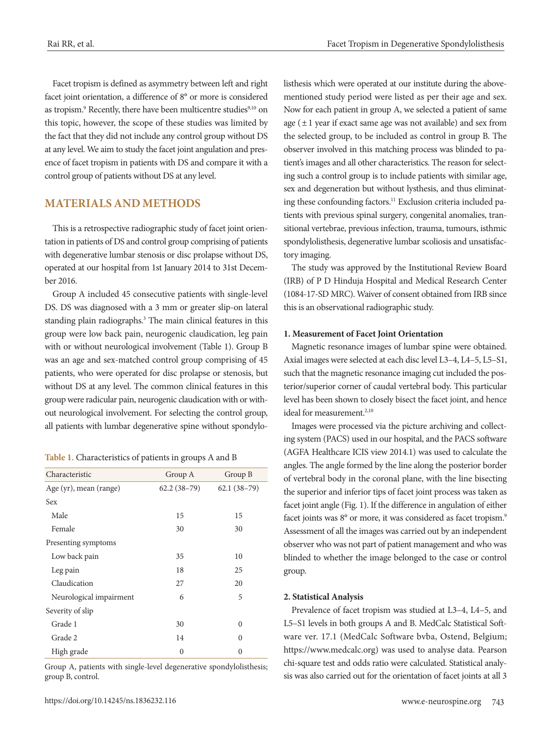Facet tropism is defined as asymmetry between left and right facet joint orientation, a difference of 8° or more is considered as tropism.[9] Recently, there have been multicentre studies[9,10] on this topic, however, the scope of these studies was limited by the fact that they did not include any control group without DS at any level. We aim to study the facet joint angulation and presence of facet tropism in patients with DS and compare it with a control group of patients without DS at any level.

## MATERIALS AND METHODS

This is a retrospective radiographic study of facet joint orientation in patients of DS and control group comprising of patients with degenerative lumbar stenosis or disc prolapse without DS, operated at our hospital from 1st January 2014 to 31st December 2016.

Group A included 45 consecutive patients with single-level DS. DS was diagnosed with a 3 mm or greater slip-on lateral standing plain radiographs.[3] The main clinical features in this group were low back pain, neurogenic claudication, leg pain with or without neurological involvement (Table 1). Group B was an age and sex-matched control group comprising of 45 patients, who were operated for disc prolapse or stenosis, but without DS at any level. The common clinical features in this group were radicular pain, neurogenic claudication with or without neurological involvement. For selecting the control group, all patients with lumbar degenerative spine without spondylolisthesis which were operated at our institute during the above-mentioned study period were listed as per their age and sex. Now for each patient in group A, we selected a patient of same age (±1 year if exact same age was not available) and sex from the selected group, to be included as control in group B. The observer involved in this matching process was blinded to patient's images and all other characteristics. The reason for selecting such a control group is to include patients with similar age, sex and degeneration but without lysthesis, and thus eliminating these confounding factors.[11] Exclusion criteria included patients with previous spinal surgery, congenital anomalies, transitional vertebrae, previous infection, trauma, tumours, isthmic spondylolisthesis, degenerative lumbar scoliosis and unsatisfactory imaging.

**Table 1.** Characteristics of patients in groups A and B

| Characteristic | Group A | Group B |
|---|---|---|
| Age (yr), mean (range) | 62.2 (38–79) | 62.1 (38–79) |
| Sex | | |
| Male | 15 | 15 |
| Female | 30 | 30 |
| Presenting symptoms | | |
| Low back pain | 35 | 10 |
| Leg pain | 18 | 25 |
| Claudication | 27 | 20 |
| Neurological impairment | 6 | 5 |
| Severity of slip | | |
| Grade 1 | 30 | 0 |
| Grade 2 | 14 | 0 |
| High grade | 0 | 0 |

Group A, patients with single-level degenerative spondylolisthesis; group B, control.

The study was approved by the Institutional Review Board (IRB) of P D Hinduja Hospital and Medical Research Center (1084-17-SD MRC). Waiver of consent obtained from IRB since this is an observational radiographic study.

### 1. Measurement of Facet Joint Orientation

Magnetic resonance images of lumbar spine were obtained. Axial images were selected at each disc level L3–4, L4–5, L5–S1, such that the magnetic resonance imaging cut included the posterior/superior corner of caudal vertebral body. This particular level has been shown to closely bisect the facet joint, and hence ideal for measurement.[2,10]

Images were processed via the picture archiving and collecting system (PACS) used in our hospital, and the PACS software (AGFA Healthcare ICIS view 2014.1) was used to calculate the angles. The angle formed by the line along the posterior border of vertebral body in the coronal plane, with the line bisecting the superior and inferior tips of facet joint process was taken as facet joint angle (Fig. 1). If the difference in angulation of either facet joints was 8° or more, it was considered as facet tropism.[9] Assessment of all the images was carried out by an independent observer who was not part of patient management and who was blinded to whether the image belonged to the case or control group.

### 2. Statistical Analysis

Prevalence of facet tropism was studied at L3–4, L4–5, and L5–S1 levels in both groups A and B. MedCalc Statistical Software ver. 17.1 (MedCalc Software bvba, Ostend, Belgium; https://www.medcalc.org) was used to analyse data. Pearson chi-square test and odds ratio were calculated. Statistical analysis was also carried out for the orientation of facet joints at all 3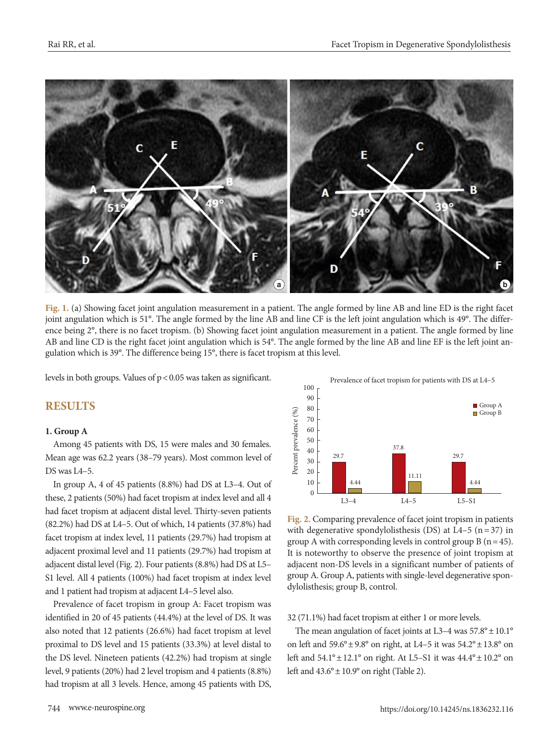Fig. 1. (a) Showing facet joint angulation measurement in a patient. The angle formed by line AB and line ED is the right facet joint angulation which is 51°. The angle formed by the line AB and line CF is the left joint angulation which is 49°. The difference being 2°, there is no facet tropism. (b) Showing facet joint angulation measurement in a patient. The angle formed by line AB and line CD is the right facet joint angulation which is 54°. The angle formed by the line AB and line EF is the left joint angulation which is 39°. The difference being 15°, there is facet tropism at this level.

levels in both groups. Values of $p < 0.05$ was taken as significant.

## RESULTS

### 1. Group A

Among 45 patients with DS, 15 were males and 30 females. Mean age was 62.2 years (38–79 years). Most common level of DS was L4–5.

In group A, 4 of 45 patients (8.8%) had DS at L3–4. Out of these, 2 patients (50%) had facet tropism at index level and all 4 had facet tropism at adjacent distal level. Thirty-seven patients (82.2%) had DS at L4–5. Out of which, 14 patients (37.8%) had facet tropism at index level, 11 patients (29.7%) had tropism at adjacent proximal level and 11 patients (29.7%) had tropism at adjacent distal level (Fig. 2). Four patients (8.8%) had DS at L5–S1 level. All 4 patients (100%) had facet tropism at index level and 1 patient had tropism at adjacent L4–5 level also.

Prevalence of facet tropism in group A: Facet tropism was identified in 20 of 45 patients (44.4%) at the level of DS. It was also noted that 12 patients (26.6%) had facet tropism at level proximal to DS level and 15 patients (33.3%) at level distal to the DS level. Nineteen patients (42.2%) had tropism at single level, 9 patients (20%) had 2 level tropism and 4 patients (8.8%) had tropism at all 3 levels. Hence, among 45 patients with DS, 32 (71.1%) had facet tropism at either 1 or more levels.

Prevalence of facet tropism for patients with DS at L4–5

| Level | Group A (%) | Group B (%) |
|---|---|---|
| L3–4 | 29.7 | 4.44 |
| L4–5 | 37.8 | 11.11 |
| L5–S1 | 29.7 | 4.44 |

Fig. 2. Comparing prevalence of facet joint tropism in patients with degenerative spondylolisthesis (DS) at L4–5 (n = 37) in group A with corresponding levels in control group B (n = 45). It is noteworthy to observe the presence of joint tropism at adjacent non-DS levels in a significant number of patients of group A. Group A, patients with single-level degenerative spondylolisthesis; group B, control.

The mean angulation of facet joints at L3–4 was 57.8° ± 10.1° on left and 59.6° ± 9.8° on right, at L4–5 it was 54.2° ± 13.8° on left and 54.1° ± 12.1° on right. At L5–S1 it was 44.4° ± 10.2° on left and 43.6° ± 10.9° on right (Table 2).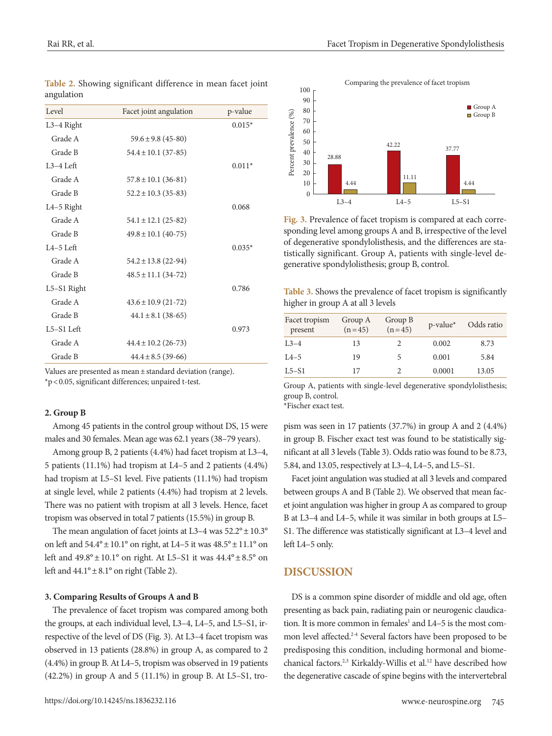**Table 2.** Showing significant difference in mean facet joint angulation

| Level | Facet joint angulation | p-value |
|---|---|---|
| L3–4 Right | | 0.015* |
| Grade A | 59.6 ± 9.8 (45-80) | |
| Grade B | 54.4 ± 10.1 (37-85) | |
| L3–4 Left | | 0.011* |
| Grade A | 57.8 ± 10.1 (36-81) | |
| Grade B | 52.2 ± 10.3 (35-83) | |
| L4–5 Right | | 0.068 |
| Grade A | 54.1 ± 12.1 (25-82) | |
| Grade B | 49.8 ± 10.1 (40-75) | |
| L4–5 Left | | 0.035* |
| Grade A | 54.2 ± 13.8 (22-94) | |
| Grade B | 48.5 ± 11.1 (34-72) | |
| L5–S1 Right | | 0.786 |
| Grade A | 43.6 ± 10.9 (21-72) | |
| Grade B | 44.1 ± 8.1 (38-65) | |
| L5–S1 Left | | 0.973 |
| Grade A | 44.4 ± 10.2 (26-73) | |
| Grade B | 44.4 ± 8.5 (39-66) | |

Values are presented as mean ± standard deviation (range).
*p < 0.05, significant differences; unpaired t-test.

### 2. Group B

Among 45 patients in the control group without DS, 15 were males and 30 females. Mean age was 62.1 years (38–79 years).

Among group B, 2 patients (4.4%) had facet tropism at L3–4, 5 patients (11.1%) had tropism at L4–5 and 2 patients (4.4%) had tropism at L5–S1 level. Five patients (11.1%) had tropism at single level, while 2 patients (4.4%) had tropism at 2 levels. There was no patient with tropism at all 3 levels. Hence, facet tropism was observed in total 7 patients (15.5%) in group B.

The mean angulation of facet joints at L3–4 was 52.2° ± 10.3° on left and 54.4° ± 10.1° on right, at L4–5 it was 48.5° ± 11.1° on left and 49.8° ± 10.1° on right. At L5–S1 it was 44.4° ± 8.5° on left and 44.1° ± 8.1° on right (Table 2).

### 3. Comparing Results of Groups A and B

The prevalence of facet tropism was compared among both the groups, at each individual level, L3–4, L4–5, and L5–S1, irrespective of the level of DS (Fig. 3). At L3–4 facet tropism was observed in 13 patients (28.8%) in group A, as compared to 2 (4.4%) in group B. At L4–5, tropism was observed in 19 patients (42.2%) in group A and 5 (11.1%) in group B. At L5–S1, tropism was seen in 17 patients (37.7%) in group A and 2 (4.4%) in group B. Fischer exact test was found to be statistically significant at all 3 levels (Table 3). Odds ratio was found to be 8.73, 5.84, and 13.05, respectively at L3–4, L4–5, and L5–S1.

Facet joint angulation was studied at all 3 levels and compared between groups A and B (Table 2). We observed that mean facet joint angulation was higher in group A as compared to group B at L3–4 and L4–5, while it was similar in both groups at L5–S1. The difference was statistically significant at L3–4 level and left L4–5 only.

Comparing the prevalence of facet tropism

| Level | Group A (%) | Group B (%) |
|---|---|---|
| L3–4 | 28.88 | 4.44 |
| L4–5 | 42.22 | 11.11 |
| L5–S1 | 37.77 | 4.44 |

**Fig. 3.** Prevalence of facet tropism is compared at each corresponding level among groups A and B, irrespective of the level of degenerative spondylolisthesis, and the differences are statistically significant. Group A, patients with single-level degenerative spondylolisthesis; group B, control.

**Table 3.** Shows the prevalence of facet tropism is significantly higher in group A at all 3 levels

| Facet tropism present | Group A (n = 45) | Group B (n = 45) | p-value* | Odds ratio |
|---|---|---|---|---|
| L3–4 | 13 | 2 | 0.002 | 8.73 |
| L4–5 | 19 | 5 | 0.001 | 5.84 |
| L5–S1 | 17 | 2 | 0.0001 | 13.05 |

Group A, patients with single-level degenerative spondylolisthesis; group B, control.
*Fischer exact test.

## DISCUSSION

DS is a common spine disorder of middle and old age, often presenting as back pain, radiating pain or neurogenic claudication. It is more common in females[1] and L4–5 is the most common level affected.[2-4] Several factors have been proposed to be predisposing this condition, including hormonal and biomechanical factors.[2,3] Kirkaldy-Willis et al.[12] have described how the degenerative cascade of spine begins with the intervertebral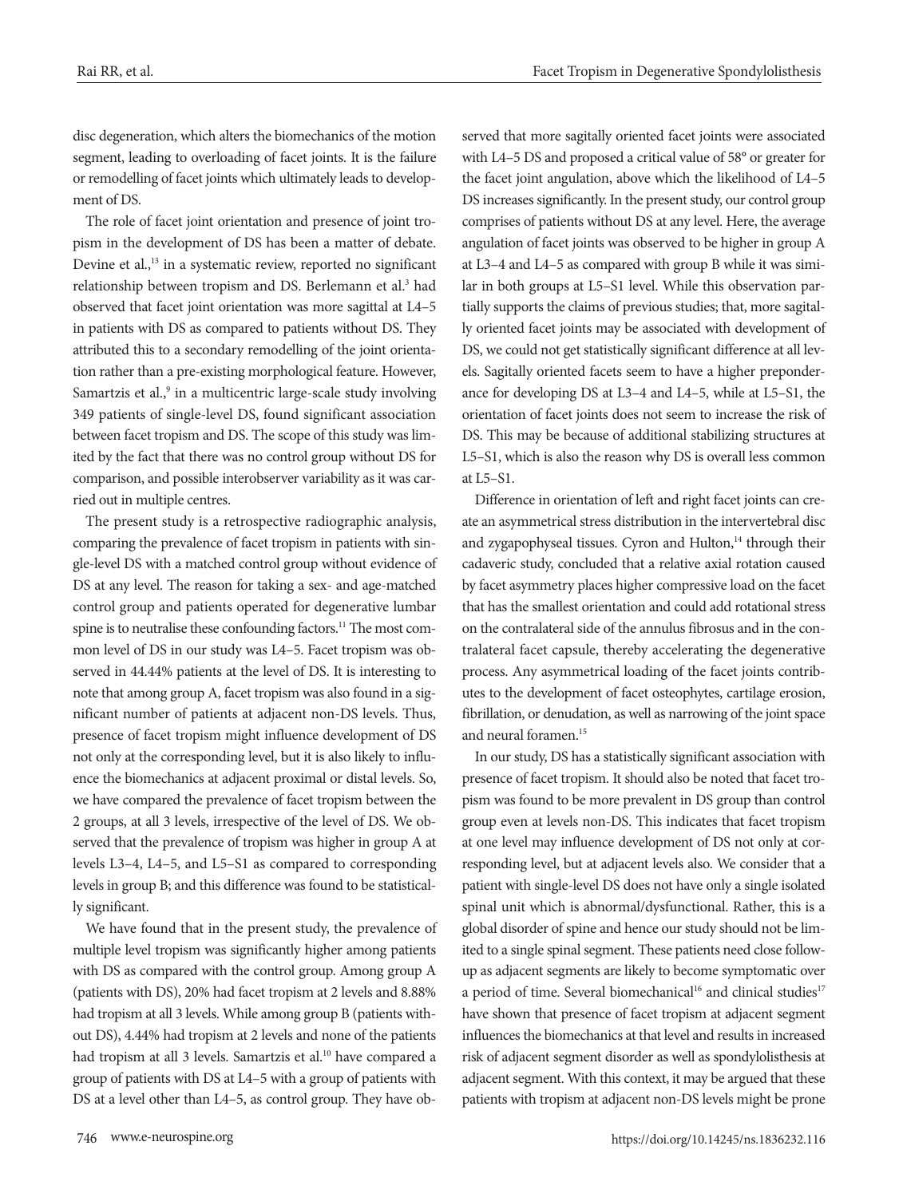disc degeneration, which alters the biomechanics of the motion segment, leading to overloading of facet joints. It is the failure or remodelling of facet joints which ultimately leads to development of DS.

The role of facet joint orientation and presence of joint tropism in the development of DS has been a matter of debate. Devine et al.,[13] in a systematic review, reported no significant relationship between tropism and DS. Berlemann et al.[3] had observed that facet joint orientation was more sagittal at L4–5 in patients with DS as compared to patients without DS. They attributed this to a secondary remodelling of the joint orientation rather than a pre-existing morphological feature. However, Samartzis et al.,[9] in a multicentric large-scale study involving 349 patients of single-level DS, found significant association between facet tropism and DS. The scope of this study was limited by the fact that there was no control group without DS for comparison, and possible interobserver variability as it was carried out in multiple centres.

The present study is a retrospective radiographic analysis, comparing the prevalence of facet tropism in patients with single-level DS with a matched control group without evidence of DS at any level. The reason for taking a sex- and age-matched control group and patients operated for degenerative lumbar spine is to neutralise these confounding factors.[11] The most common level of DS in our study was L4–5. Facet tropism was observed in 44.44% patients at the level of DS. It is interesting to note that among group A, facet tropism was also found in a significant number of patients at adjacent non-DS levels. Thus, presence of facet tropism might influence development of DS not only at the corresponding level, but it is also likely to influence the biomechanics at adjacent proximal or distal levels. So, we have compared the prevalence of facet tropism between the 2 groups, at all 3 levels, irrespective of the level of DS. We observed that the prevalence of tropism was higher in group A at levels L3–4, L4–5, and L5–S1 as compared to corresponding levels in group B; and this difference was found to be statistically significant.

We have found that in the present study, the prevalence of multiple level tropism was significantly higher among patients with DS as compared with the control group. Among group A (patients with DS), 20% had facet tropism at 2 levels and 8.88% had tropism at all 3 levels. While among group B (patients without DS), 4.44% had tropism at 2 levels and none of the patients had tropism at all 3 levels. Samartzis et al.[10] have compared a group of patients with DS at L4–5 with a group of patients with DS at a level other than L4–5, as control group. They have observed that more sagitally oriented facet joints were associated with L4–5 DS and proposed a critical value of 58° or greater for the facet joint angulation, above which the likelihood of L4–5 DS increases significantly. In the present study, our control group comprises of patients without DS at any level. Here, the average angulation of facet joints was observed to be higher in group A at L3–4 and L4–5 as compared with group B while it was similar in both groups at L5–S1 level. While this observation partially supports the claims of previous studies; that, more sagitally oriented facet joints may be associated with development of DS, we could not get statistically significant difference at all levels. Sagitally oriented facets seem to have a higher preponderance for developing DS at L3–4 and L4–5, while at L5–S1, the orientation of facet joints does not seem to increase the risk of DS. This may be because of additional stabilizing structures at L5–S1, which is also the reason why DS is overall less common at L5–S1.

Difference in orientation of left and right facet joints can create an asymmetrical stress distribution in the intervertebral disc and zygapophyseal tissues. Cyron and Hulton,[14] through their cadaveric study, concluded that a relative axial rotation caused by facet asymmetry places higher compressive load on the facet that has the smallest orientation and could add rotational stress on the contralateral side of the annulus fibrosus and in the contralateral facet capsule, thereby accelerating the degenerative process. Any asymmetrical loading of the facet joints contributes to the development of facet osteophytes, cartilage erosion, fibrillation, or denudation, as well as narrowing of the joint space and neural foramen.[15]

In our study, DS has a statistically significant association with presence of facet tropism. It should also be noted that facet tropism was found to be more prevalent in DS group than control group even at levels non-DS. This indicates that facet tropism at one level may influence development of DS not only at corresponding level, but at adjacent levels also. We consider that a patient with single-level DS does not have only a single isolated spinal unit which is abnormal/dysfunctional. Rather, this is a global disorder of spine and hence our study should not be limited to a single spinal segment. These patients need close follow-up as adjacent segments are likely to become symptomatic over a period of time. Several biomechanical[16] and clinical studies[17] have shown that presence of facet tropism at adjacent segment influences the biomechanics at that level and results in increased risk of adjacent segment disorder as well as spondylolisthesis at adjacent segment. With this context, it may be argued that these patients with tropism at adjacent non-DS levels might be prone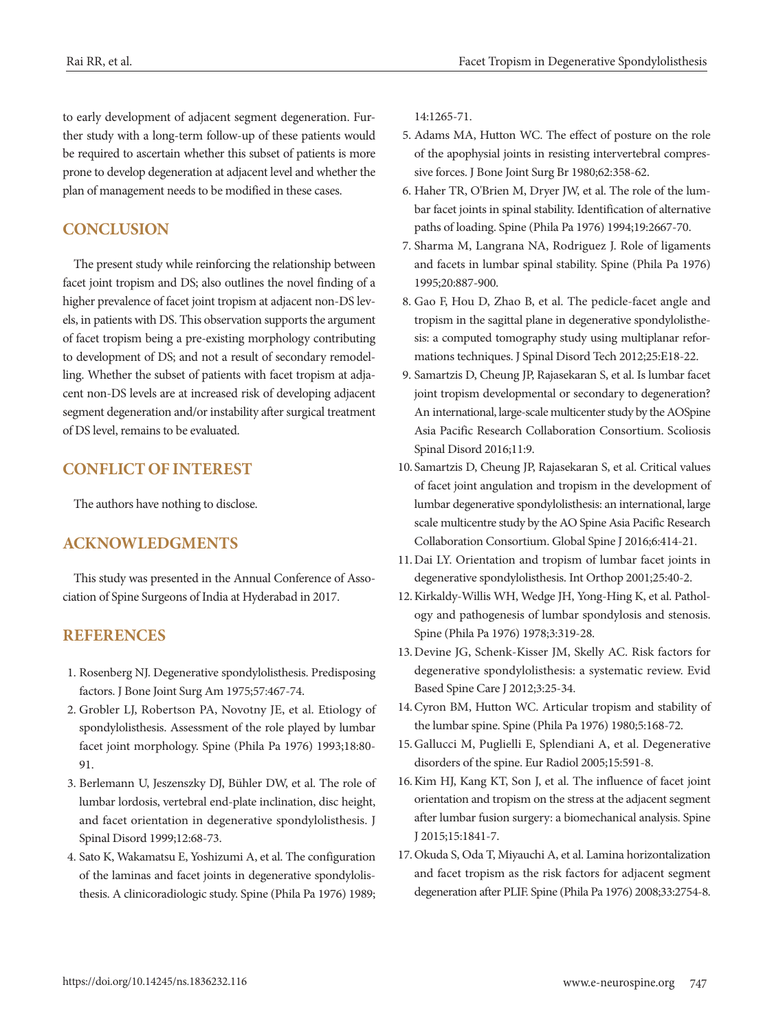to early development of adjacent segment degeneration. Further study with a long-term follow-up of these patients would be required to ascertain whether this subset of patients is more prone to develop degeneration at adjacent level and whether the plan of management needs to be modified in these cases.

## CONCLUSION

The present study while reinforcing the relationship between facet joint tropism and DS; also outlines the novel finding of a higher prevalence of facet joint tropism at adjacent non-DS levels, in patients with DS. This observation supports the argument of facet tropism being a pre-existing morphology contributing to development of DS; and not a result of secondary remodelling. Whether the subset of patients with facet tropism at adjacent non-DS levels are at increased risk of developing adjacent segment degeneration and/or instability after surgical treatment of DS level, remains to be evaluated.

## CONFLICT OF INTEREST

The authors have nothing to disclose.

## ACKNOWLEDGMENTS

This study was presented in the Annual Conference of Association of Spine Surgeons of India at Hyderabad in 2017.

## REFERENCES

1. Rosenberg NJ. Degenerative spondylolisthesis. Predisposing factors. J Bone Joint Surg Am 1975;57:467-74.
2. Grobler LJ, Robertson PA, Novotny JE, et al. Etiology of spondylolisthesis. Assessment of the role played by lumbar facet joint morphology. Spine (Phila Pa 1976) 1993;18:80-91.
3. Berlemann U, Jeszenszky DJ, Bühler DW, et al. The role of lumbar lordosis, vertebral end-plate inclination, disc height, and facet orientation in degenerative spondylolisthesis. J Spinal Disord 1999;12:68-73.
4. Sato K, Wakamatsu E, Yoshizumi A, et al. The configuration of the laminas and facet joints in degenerative spondylolisthesis. A clinicoradiologic study. Spine (Phila Pa 1976) 1989;14:1265-71.
5. Adams MA, Hutton WC. The effect of posture on the role of the apophysial joints in resisting intervertebral compressive forces. J Bone Joint Surg Br 1980;62:358-62.
6. Haher TR, O'Brien M, Dryer JW, et al. The role of the lumbar facet joints in spinal stability. Identification of alternative paths of loading. Spine (Phila Pa 1976) 1994;19:2667-70.
7. Sharma M, Langrana NA, Rodriguez J. Role of ligaments and facets in lumbar spinal stability. Spine (Phila Pa 1976) 1995;20:887-900.
8. Gao F, Hou D, Zhao B, et al. The pedicle-facet angle and tropism in the sagittal plane in degenerative spondylolisthesis: a computed tomography study using multiplanar reformations techniques. J Spinal Disord Tech 2012;25:E18-22.
9. Samartzis D, Cheung JP, Rajasekaran S, et al. Is lumbar facet joint tropism developmental or secondary to degeneration? An international, large-scale multicenter study by the AOSpine Asia Pacific Research Collaboration Consortium. Scoliosis Spinal Disord 2016;11:9.
10. Samartzis D, Cheung JP, Rajasekaran S, et al. Critical values of facet joint angulation and tropism in the development of lumbar degenerative spondylolisthesis: an international, large scale multicentre study by the AO Spine Asia Pacific Research Collaboration Consortium. Global Spine J 2016;6:414-21.
11. Dai LY. Orientation and tropism of lumbar facet joints in degenerative spondylolisthesis. Int Orthop 2001;25:40-2.
12. Kirkaldy-Willis WH, Wedge JH, Yong-Hing K, et al. Pathology and pathogenesis of lumbar spondylosis and stenosis. Spine (Phila Pa 1976) 1978;3:319-28.
13. Devine JG, Schenk-Kisser JM, Skelly AC. Risk factors for degenerative spondylolisthesis: a systematic review. Evid Based Spine Care J 2012;3:25-34.
14. Cyron BM, Hutton WC. Articular tropism and stability of the lumbar spine. Spine (Phila Pa 1976) 1980;5:168-72.
15. Gallucci M, Puglielli E, Splendiani A, et al. Degenerative disorders of the spine. Eur Radiol 2005;15:591-8.
16. Kim HJ, Kang KT, Son J, et al. The influence of facet joint orientation and tropism on the stress at the adjacent segment after lumbar fusion surgery: a biomechanical analysis. Spine J 2015;15:1841-7.
17. Okuda S, Oda T, Miyauchi A, et al. Lamina horizontalization and facet tropism as the risk factors for adjacent segment degeneration after PLIF. Spine (Phila Pa 1976) 2008;33:2754-8.